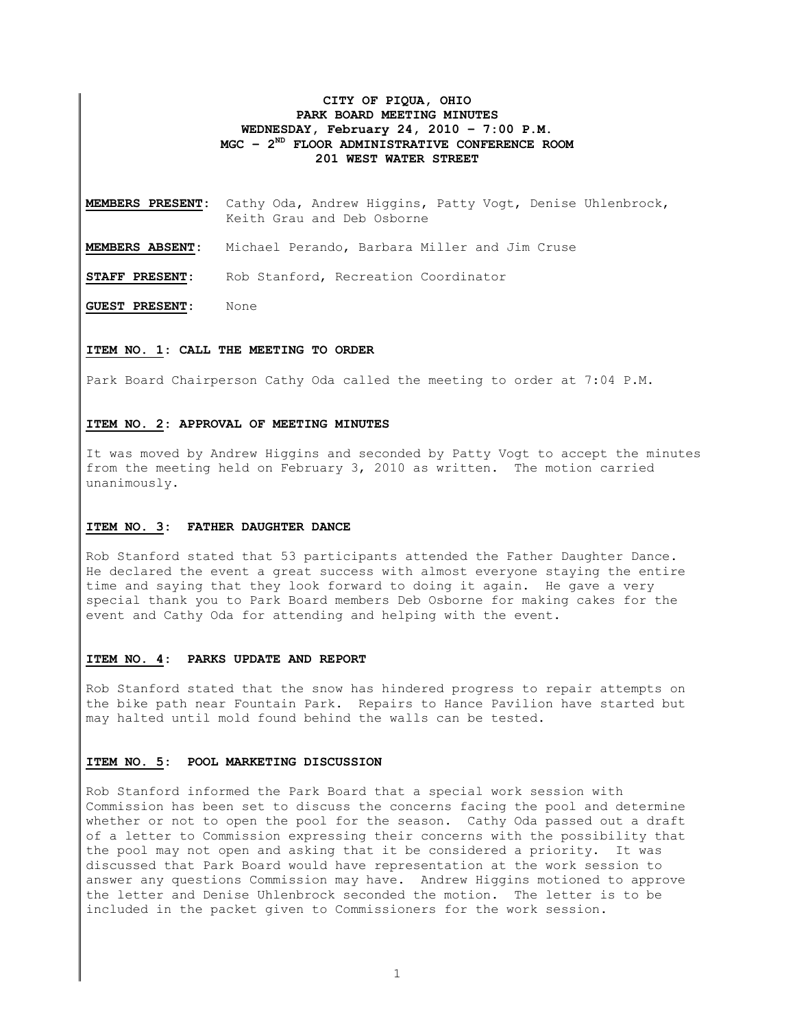**CITY OF PIQUA, OHIO**
**PARK BOARD MEETING MINUTES**
**WEDNESDAY, February 24, 2010 – 7:00 P.M.**
**MGC – 2ND FLOOR ADMINISTRATIVE CONFERENCE ROOM**
**201 WEST WATER STREET**

**MEMBERS PRESENT:** Cathy Oda, Andrew Higgins, Patty Vogt, Denise Uhlenbrock, Keith Grau and Deb Osborne

**MEMBERS ABSENT:** Michael Perando, Barbara Miller and Jim Cruse

**STAFF PRESENT:** Rob Stanford, Recreation Coordinator

**GUEST PRESENT:** None

**ITEM NO. 1: CALL THE MEETING TO ORDER**

Park Board Chairperson Cathy Oda called the meeting to order at 7:04 P.M.

**ITEM NO. 2: APPROVAL OF MEETING MINUTES**

It was moved by Andrew Higgins and seconded by Patty Vogt to accept the minutes from the meeting held on February 3, 2010 as written. The motion carried unanimously.

**ITEM NO. 3: FATHER DAUGHTER DANCE**

Rob Stanford stated that 53 participants attended the Father Daughter Dance. He declared the event a great success with almost everyone staying the entire time and saying that they look forward to doing it again. He gave a very special thank you to Park Board members Deb Osborne for making cakes for the event and Cathy Oda for attending and helping with the event.

**ITEM NO. 4: PARKS UPDATE AND REPORT**

Rob Stanford stated that the snow has hindered progress to repair attempts on the bike path near Fountain Park. Repairs to Hance Pavilion have started but may halted until mold found behind the walls can be tested.

**ITEM NO. 5: POOL MARKETING DISCUSSION**

Rob Stanford informed the Park Board that a special work session with Commission has been set to discuss the concerns facing the pool and determine whether or not to open the pool for the season. Cathy Oda passed out a draft of a letter to Commission expressing their concerns with the possibility that the pool may not open and asking that it be considered a priority. It was discussed that Park Board would have representation at the work session to answer any questions Commission may have. Andrew Higgins motioned to approve the letter and Denise Uhlenbrock seconded the motion. The letter is to be included in the packet given to Commissioners for the work session.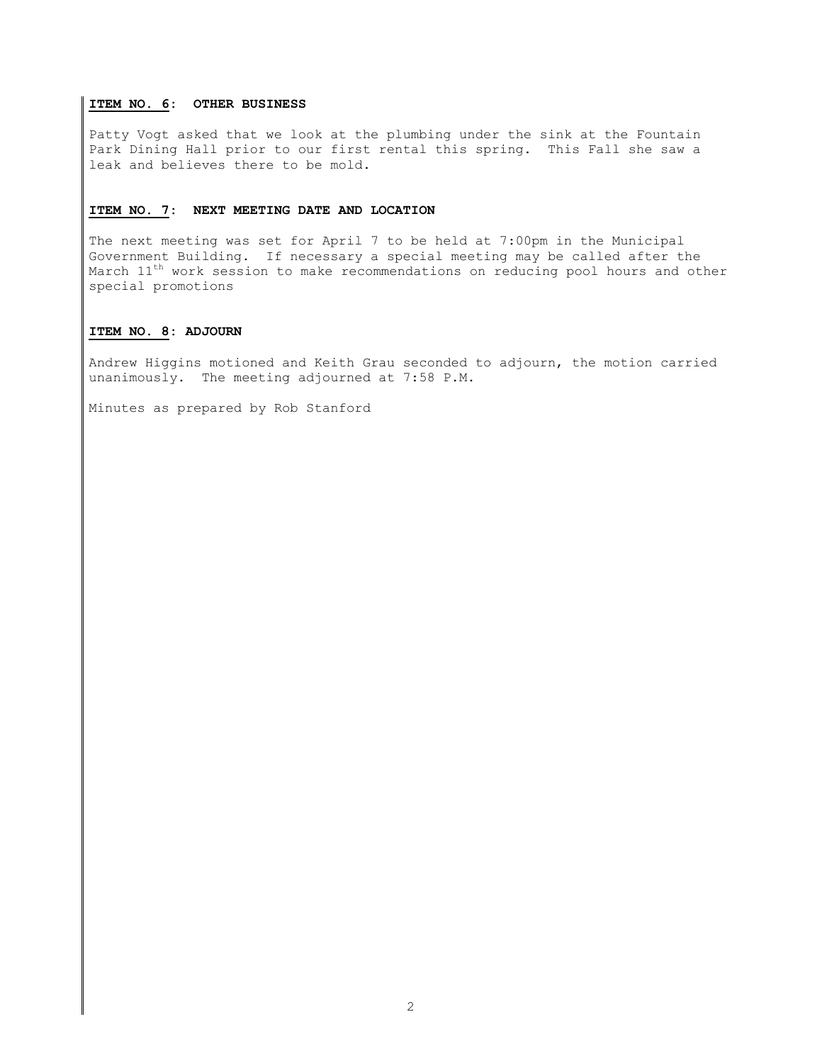**ITEM NO. 6: OTHER BUSINESS**

Patty Vogt asked that we look at the plumbing under the sink at the Fountain Park Dining Hall prior to our first rental this spring. This Fall she saw a leak and believes there to be mold.

**ITEM NO. 7: NEXT MEETING DATE AND LOCATION**

The next meeting was set for April 7 to be held at 7:00pm in the Municipal Government Building. If necessary a special meeting may be called after the March 11th work session to make recommendations on reducing pool hours and other special promotions

**ITEM NO. 8: ADJOURN**

Andrew Higgins motioned and Keith Grau seconded to adjourn, the motion carried unanimously. The meeting adjourned at 7:58 P.M.

Minutes as prepared by Rob Stanford